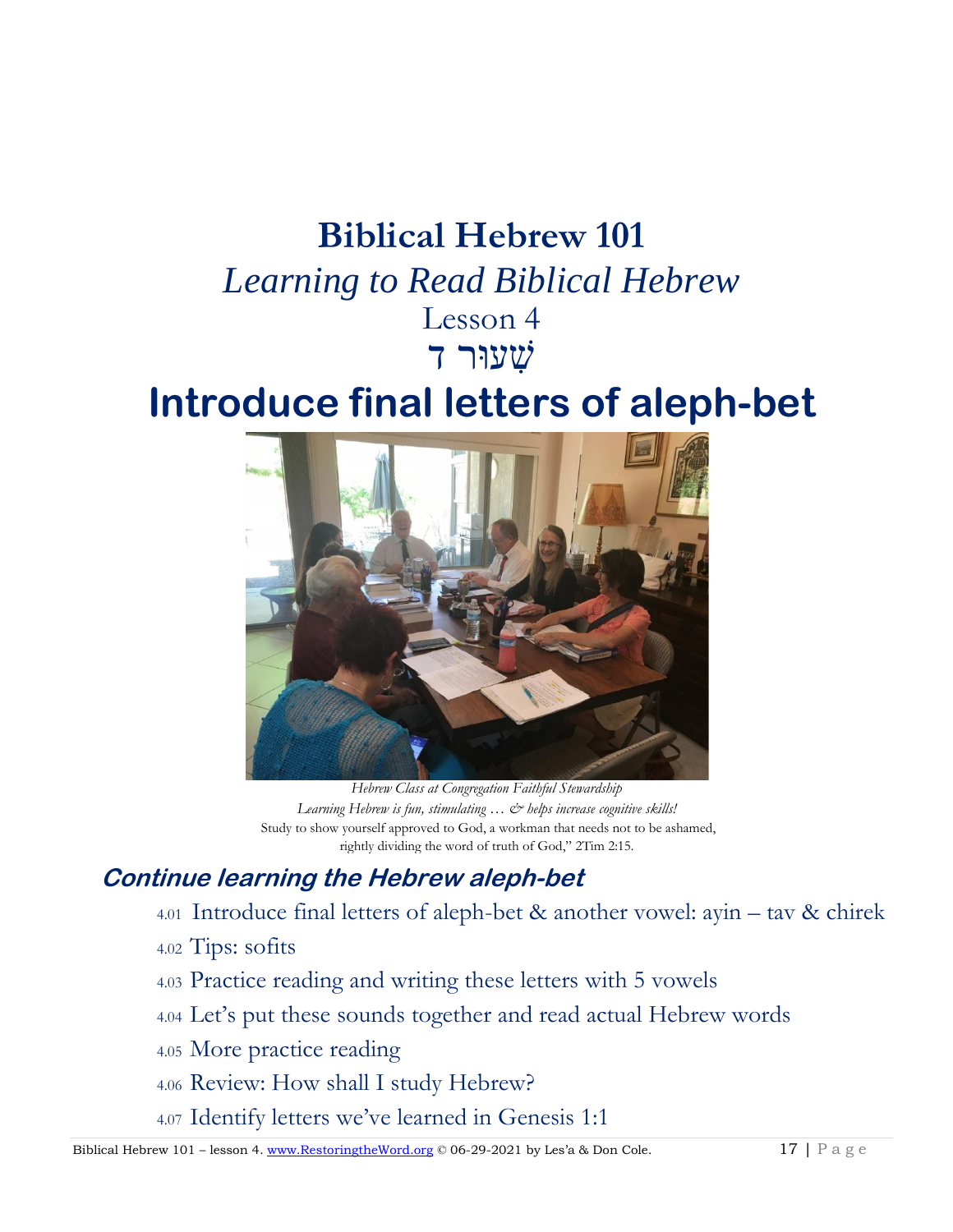# Biblical Hebrew 101

*Learning to Read Biblical Hebrew*

Lesson 4

שִׁעוּר ד

# Introduce final letters of aleph-bet

*Hebrew Class at Congregation Faithful Stewardship*
*Learning Hebrew is fun, stimulating … & helps increase cognitive skills!*
Study to show yourself approved to God, a workman that needs not to be ashamed, rightly dividing the word of truth of God," 2Tim 2:15.

## Continue learning the Hebrew aleph-bet

- 4.01 Introduce final letters of aleph-bet & another vowel: ayin – tav & chirek
- 4.02 Tips: sofits
- 4.03 Practice reading and writing these letters with 5 vowels
- 4.04 Let's put these sounds together and read actual Hebrew words
- 4.05 More practice reading
- 4.06 Review: How shall I study Hebrew?
- 4.07 Identify letters we've learned in Genesis 1:1

Biblical Hebrew 101 – lesson 4. www.RestoringtheWord.org © 06-29-2021 by Les'a & Don Cole.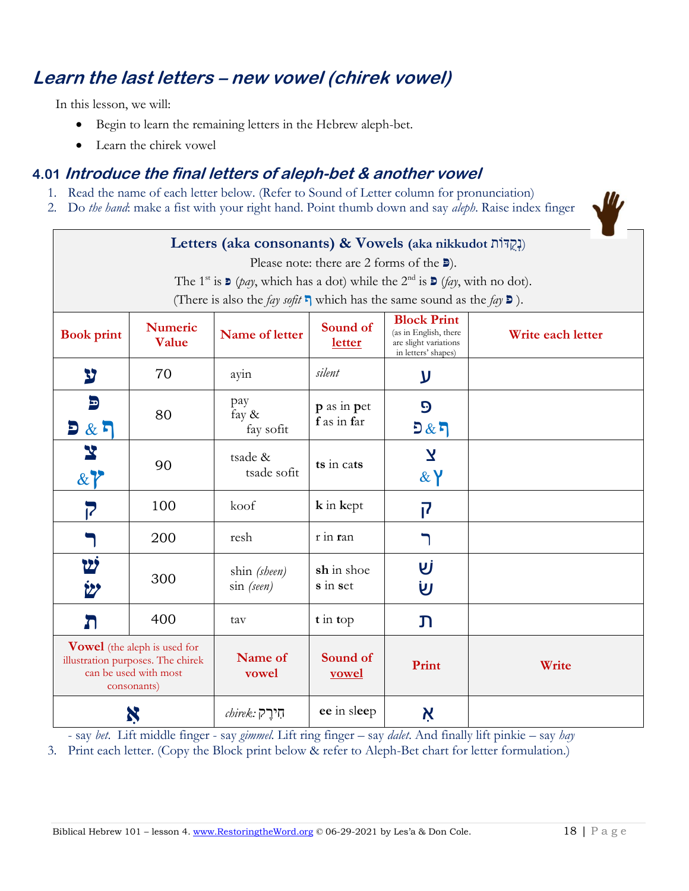## *Learn the last letters – new vowel (chirek vowel)*

In this lesson, we will:

- Begin to learn the remaining letters in the Hebrew aleph-bet.
- Learn the chirek vowel

### 4.01 *Introduce the final letters of aleph-bet & another vowel*

1. Read the name of each letter below. (Refer to Sound of Letter column for pronunciation)
2. Do *the hand*: make a fist with your right hand. Point thumb down and say *aleph*. Raise index finger - say *bet*. Lift middle finger - say *gimmel*. Lift ring finger – say *dalet*. And finally lift pinkie – say *hay*

**Letters (aka consonants) & Vowels (aka nikkudot נְקֻדּוֹת)**

Please note: there are 2 forms of the פּ).

The 1st is פּ (*pay*, which has a dot) while the 2nd is פ (*fay*, with no dot).

(There is also the *fay sofit* ף which has the same sound as the *fay* פ ).

| Book print | Numeric Value | Name of letter | Sound of letter | Block Print (as in English, there are slight variations in letters' shapes) | Write each letter |
|---|---|---|---|---|---|
| ע | 70 | ayin | *silent* | ע | |
| פּ<br>פ & ף | 80 | pay<br>fay &<br>fay sofit | **p** as in **p**et<br>**f** as in **f**ar | פּ<br>פ & ף | |
| צ<br>& ץ | 90 | tsade &<br>tsade sofit | **ts** in ca**ts** | צ<br>& ץ | |
| ק | 100 | koof | **k** in **k**ept | ק | |
| ר | 200 | resh | r in **r**an | ר | |
| שׁ<br>שׂ | 300 | shin *(sheen)*<br>sin *(seen)* | **sh** in shoe<br>**s** in **s**et | שׁ<br>שׂ | |
| ת | 400 | tav | **t** in **t**op | ת | |
| **Vowel** (the aleph is used for illustration purposes. The chirek can be used with most consonants) | | **Name of vowel** | **Sound of vowel** | **Print** | **Write** |
| אִ | | *chirek*: חִירֶק | **ee** in sl**ee**p | אִ | |

3. Print each letter. (Copy the Block print below & refer to Aleph-Bet chart for letter formulation.)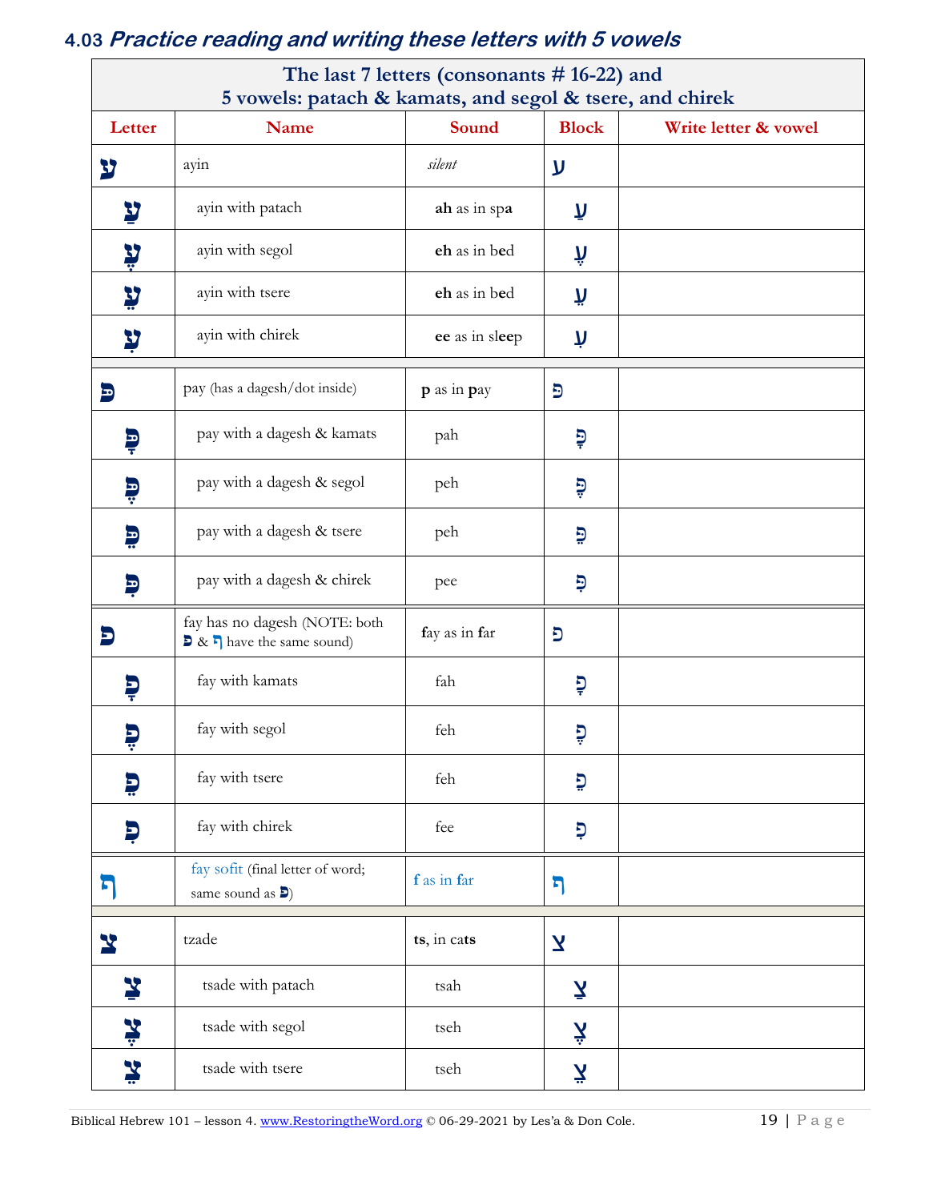## 4.03 *Practice reading and writing these letters with 5 vowels*

| The last 7 letters (consonants # 16-22) and<br>5 vowels: patach & kamats, and segol & tsere, and chirek | | | | |
|---|---|---|---|---|
| **Letter** | **Name** | **Sound** | **Block** | **Write letter & vowel** |
| ע | ayin | *silent* | ע | |
| עַ | ayin with patach | **ah** as in sp**a** | עַ | |
| עֶ | ayin with segol | **eh** as in b**e**d | עֶ | |
| עֵ | ayin with tsere | **eh** as in b**e**d | עֵ | |
| עִ | ayin with chirek | **ee** as in sl**ee**p | עִ | |
| פּ | pay (has a dagesh/dot inside) | **p** as in **p**ay | פּ | |
| פָּ | pay with a dagesh & kamats | pah | פָּ | |
| פֶּ | pay with a dagesh & segol | peh | פֶּ | |
| פֵּ | pay with a dagesh & tsere | peh | פֵּ | |
| פִּ | pay with a dagesh & chirek | pee | פִּ | |
| פ | fay has no dagesh (NOTE: both פ & ף have the same sound) | **f**ay as in **f**ar | פ | |
| פָ | fay with kamats | fah | פָ | |
| פֶ | fay with segol | feh | פֶ | |
| פֵ | fay with tsere | feh | פֵ | |
| פִ | fay with chirek | fee | פִ | |
| ף | fay sofit (final letter of word; same sound as פ) | **f** as in **f**ar | ף | |
| צ | tzade | **ts**, in ca**ts** | צ | |
| צַ | tsade with patach | tsah | צַ | |
| צֶ | tsade with segol | tseh | צֶ | |
| צֵ | tsade with tsere | tseh | צֵ | |

Biblical Hebrew 101 – lesson 4. www.RestoringtheWord.org © 06-29-2021 by Les'a & Don Cole.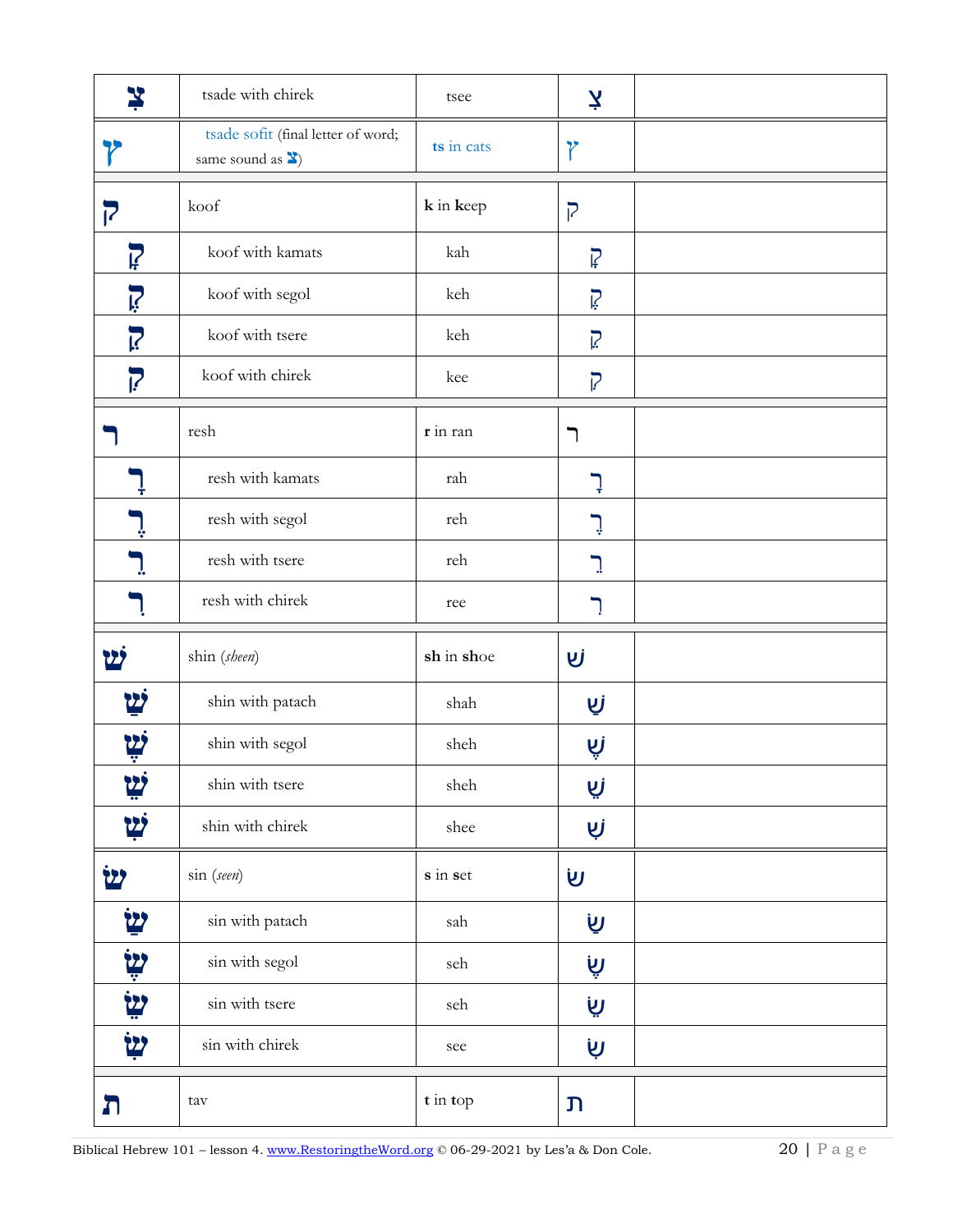| | | | | |
|---|---|---|---|---|
| צִ | tsade with chirek | tsee | צִ | |
| ץ | tsade sofit (final letter of word; same sound as צ) | ts in cats | ץ | |
| ק | koof | **k** in **k**eep | ק | |
| קָ | koof with kamats | kah | קָ | |
| קֶ | koof with segol | keh | קֶ | |
| קֵ | koof with tsere | keh | קֵ | |
| קִ | koof with chirek | kee | קִ | |
| ר | resh | **r** in ran | ר | |
| רָ | resh with kamats | rah | רָ | |
| רֶ | resh with segol | reh | רֶ | |
| רֵ | resh with tsere | reh | רֵ | |
| רִ | resh with chirek | ree | רִ | |
| שׁ | shin (*sheen*) | **sh** in **sh**oe | שׁ | |
| שַׁ | shin with patach | shah | שַׁ | |
| שֶׁ | shin with segol | sheh | שֶׁ | |
| שֵׁ | shin with tsere | sheh | שֵׁ | |
| שִׁ | shin with chirek | shee | שִׁ | |
| שׂ | sin (*seen*) | **s** in **s**et | שׂ | |
| שַׂ | sin with patach | sah | שַׂ | |
| שֶׂ | sin with segol | seh | שֶׂ | |
| שֵׂ | sin with tsere | seh | שֵׂ | |
| שִׂ | sin with chirek | see | שִׂ | |
| ת | tav | **t** in **t**op | ת | |

Biblical Hebrew 101 – lesson 4. www.RestoringtheWord.org © 06-29-2021 by Les'a & Don Cole.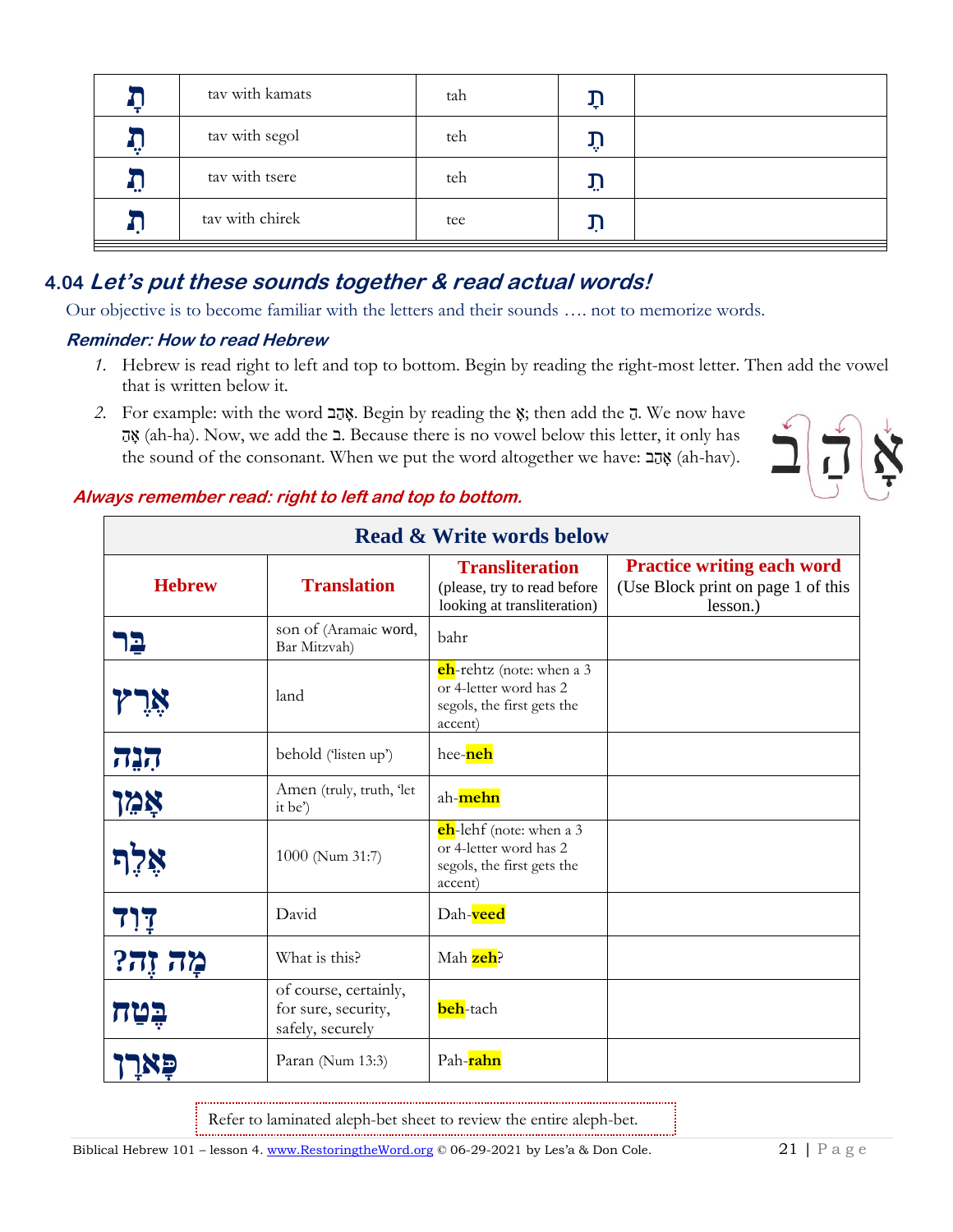| תָ | tav with kamats | tah | תָ | |
|---|---|---|---|---|
| תֶ | tav with segol | teh | תֶ | |
| תֵ | tav with tsere | teh | תֵ | |
| תִ | tav with chirek | tee | תִ | |

## 4.04 *Let's put these sounds together & read actual words!*

Our objective is to become familiar with the letters and their sounds …. not to memorize words.

### *Reminder: How to read Hebrew*

1. Hebrew is read right to left and top to bottom. Begin by reading the right-most letter. Then add the vowel that is written below it.
2. For example: with the word אָהַב. Begin by reading the אָ; then add the הַ. We now have אָהַ (ah-ha). Now, we add the ב. Because there is no vowel below this letter, it only has the sound of the consonant. When we put the word altogether we have: אָהַב (ah-hav).

***Always remember read: right to left and top to bottom.***

| **Read & Write words below** | | | |
|---|---|---|---|
| **Hebrew** | **Translation** | **Transliteration** (please, try to read before looking at transliteration) | **Practice writing each word** (Use Block print on page 1 of this lesson.) |
| בַּר | son of (Aramaic word, Bar Mitzvah) | bahr | |
| אֶרֶץ | land | **eh**-rehtz (note: when a 3 or 4-letter word has 2 segols, the first gets the accent) | |
| הִנֵּה | behold ('listen up') | hee-**neh** | |
| אָמֵן | Amen (truly, truth, 'let it be') | ah-**mehn** | |
| אֶלֶף | 1000 (Num 31:7) | **eh**-lehf (note: when a 3 or 4-letter word has 2 segols, the first gets the accent) | |
| דָוִד | David | Dah-**veed** | |
| ?מָה זֶה | What is this? | Mah **zeh**? | |
| בֶּטַח | of course, certainly, for sure, security, safely, securely | **beh**-tach | |
| פָּארָן | Paran (Num 13:3) | Pah-**rahn** | |

Refer to laminated aleph-bet sheet to review the entire aleph-bet.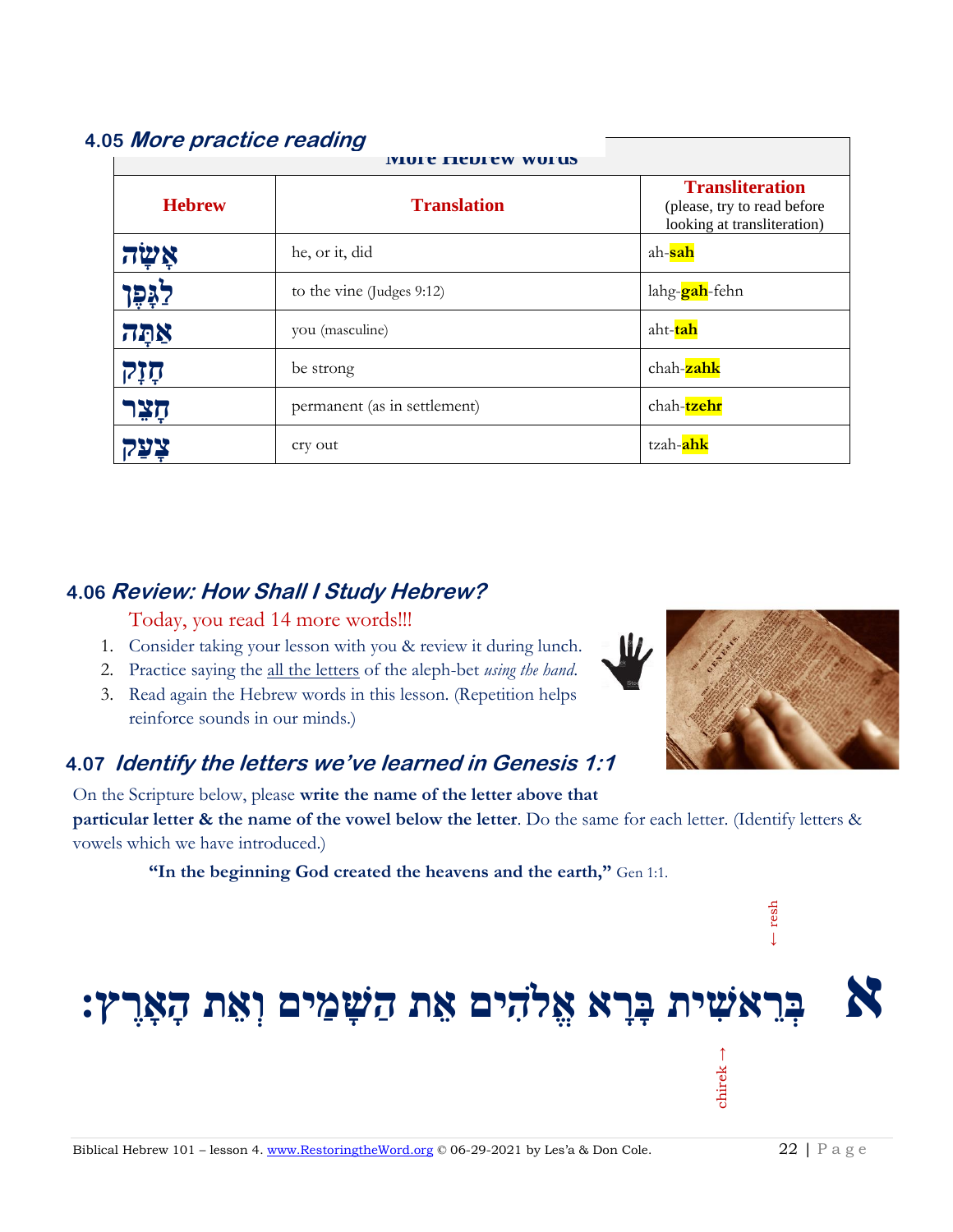### 4.05 *More practice reading*

| More Hebrew words | | |
|---|---|---|
| **Hebrew** | **Translation** | **Transliteration** (please, try to read before looking at transliteration) |
| אָשָׂה | he, or it, did | ah-**sah** |
| לַגֶּפֶן | to the vine (Judges 9:12) | lahg-**gah**-fehn |
| אַתָּה | you (masculine) | aht-**tah** |
| חָזָק | be strong | chah-**zahk** |
| חָצֵר | permanent (as in settlement) | chah-**tzehr** |
| צָעַק | cry out | tzah-**ahk** |

### 4.06 *Review: How Shall I Study Hebrew?*

Today, you read 14 more words!!!

1. Consider taking your lesson with you & review it during lunch.
2. Practice saying the all the letters of the aleph-bet *using the hand*.
3. Read again the Hebrew words in this lesson. (Repetition helps reinforce sounds in our minds.)

### 4.07 *Identify the letters we've learned in Genesis 1:1*

On the Scripture below, please **write the name of the letter above that particular letter & the name of the vowel below the letter**. Do the same for each letter. (Identify letters & vowels which we have introduced.)

**"In the beginning God created the heavens and the earth,"** Gen 1:1.

← resh

**א** בְּרֵאשִׁית בָּרָא אֱלֹהִים אֵת הַשָּׁמַיִם וְאֵת הָאָרֶץ׃

chirek →